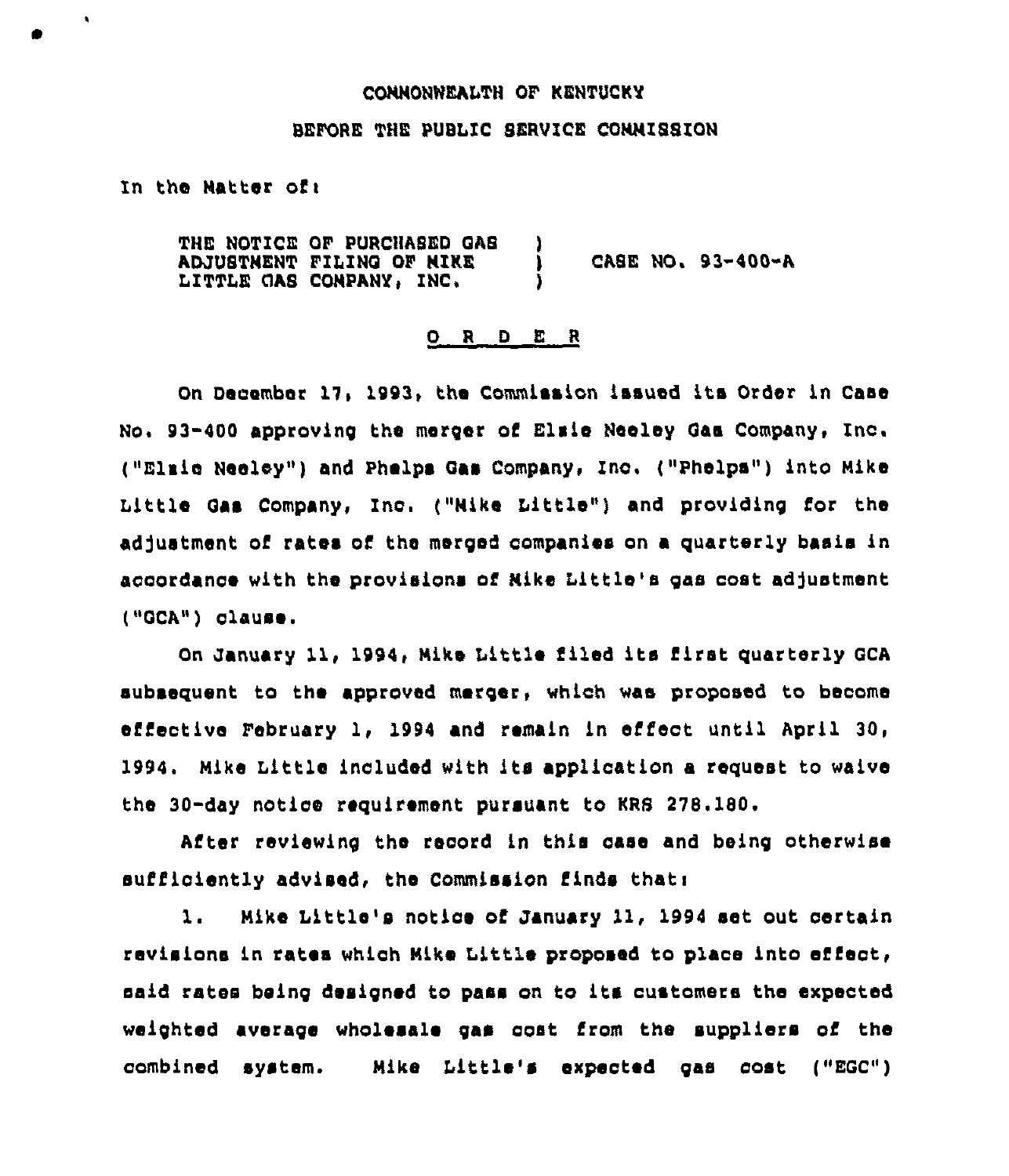COMMONWEALTH OF KENTUCKY

BEFORE THE PUBLIC SERVICE COMMISSION

In the Matter of:

| | | |
|---|---|---|
| THE NOTICE OF PURCHASED GAS ADJUSTMENT FILING OF MIKE LITTLE GAS COMPANY, INC. | ) ) ) | CASE NO. 93-400-A |

<u>O R D E R</u>

On December 17, 1993, the Commission issued its Order in Case No. 93-400 approving the merger of Elsie Neeley Gas Company, Inc. ("Elsie Neeley") and Phelps Gas Company, Inc. ("Phelps") into Mike Little Gas Company, Inc. ("Mike Little") and providing for the adjustment of rates of the merged companies on a quarterly basis in accordance with the provisions of Mike Little's gas cost adjustment ("GCA") clause.

On January 11, 1994, Mike Little filed its first quarterly GCA subsequent to the approved merger, which was proposed to become effective February 1, 1994 and remain in effect until April 30, 1994. Mike Little included with its application a request to waive the 30-day notice requirement pursuant to KRS 278.180.

After reviewing the record in this case and being otherwise sufficiently advised, the Commission finds that:

1. Mike Little's notice of January 11, 1994 set out certain revisions in rates which Mike Little proposed to place into effect, said rates being designed to pass on to its customers the expected weighted average wholesale gas cost from the suppliers of the combined system. Mike Little's expected gas cost ("EGC")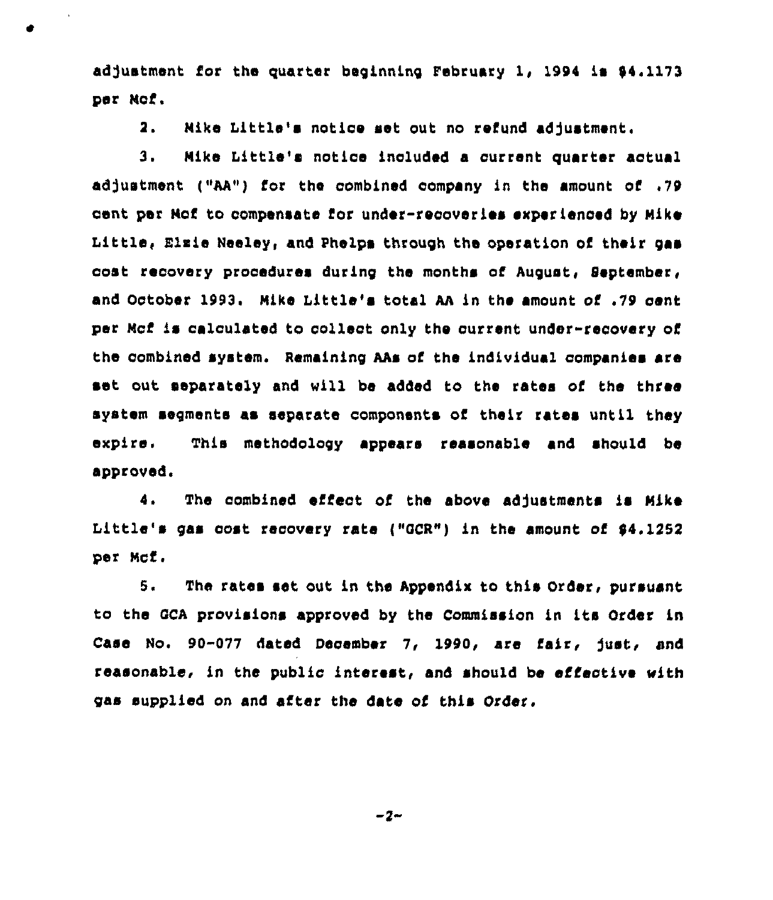adjustment for the quarter beginning February 1, 1994 is $4.1173 per Mcf.

2. Mike Little's notice set out no refund adjustment.

3. Mike Little's notice included a current quarter actual adjustment ("AA") for the combined company in the amount of .79 cent per Mcf to compensate for under-recoveries experienced by Mike Little, Elzie Neeley, and Phelps through the operation of their gas cost recovery procedures during the months of August, September, and October 1993. Mike Little's total AA in the amount of .79 cent per Mcf is calculated to collect only the current under-recovery of the combined system. Remaining AAs of the individual companies are set out separately and will be added to the rates of the three system segments as separate components of their rates until they expire. This methodology appears reasonable and should be approved.

4. The combined effect of the above adjustments is Mike Little's gas cost recovery rate ("GCR") in the amount of $4.1252 per Mcf.

5. The rates set out in the Appendix to this Order, pursuant to the GCA provisions approved by the Commission in its Order in Case No. 90-077 dated December 7, 1990, are fair, just, and reasonable, in the public interest, and should be effective with gas supplied on and after the date of this Order.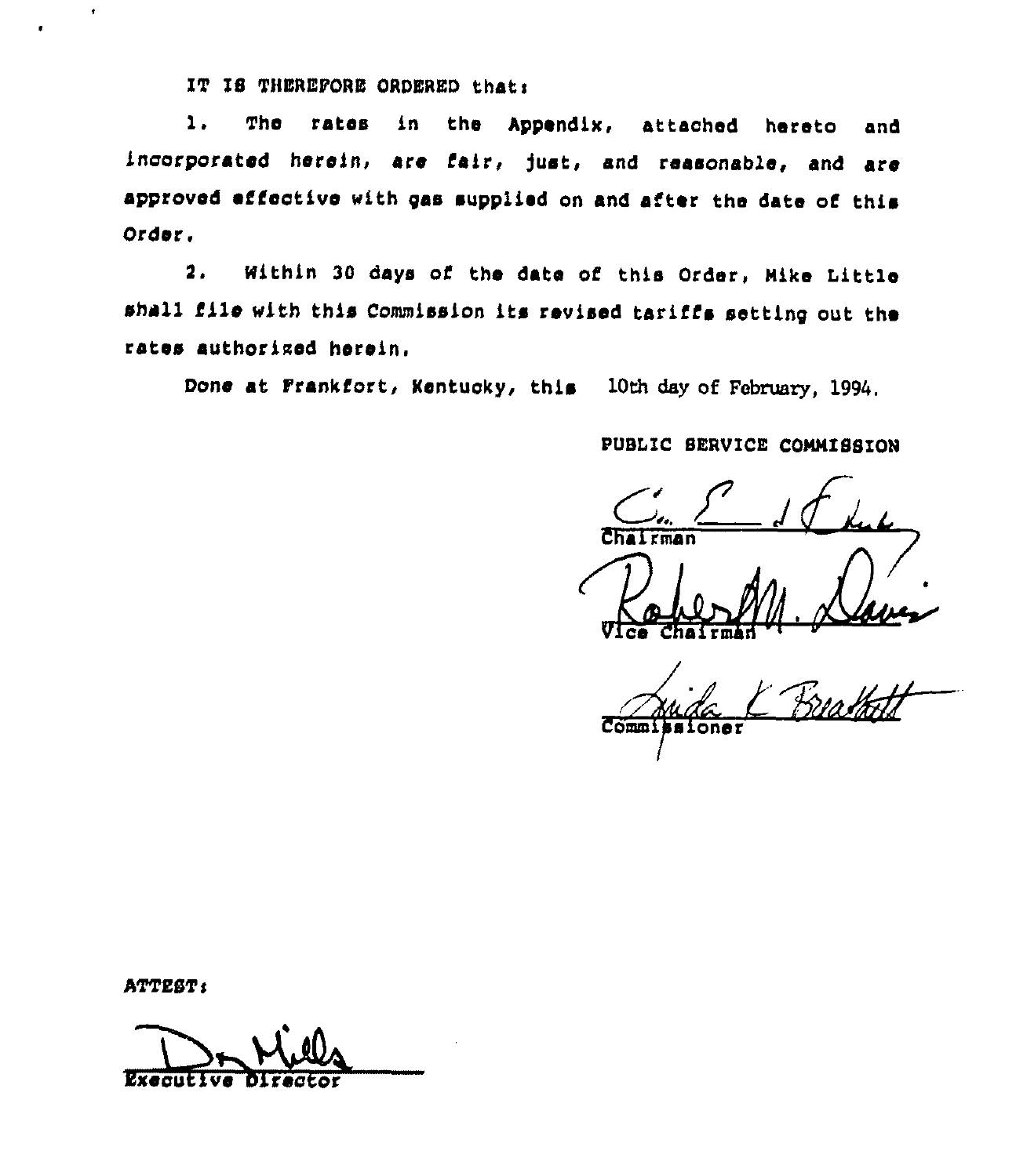IT IS THEREFORE ORDERED that:

1. The rates in the Appendix, attached hereto and incorporated herein, are fair, just, and reasonable, and are approved effective with gas supplied on and after the date of this Order.

2. Within 30 days of the date of this Order, Mike Little shall file with this Commission its revised tariffs setting out the rates authorized herein.

Done at Frankfort, Kentucky, this 10th day of February, 1994.

PUBLIC SERVICE COMMISSION

Chairman

Vice Chairman

Commissioner

ATTEST:

Executive Director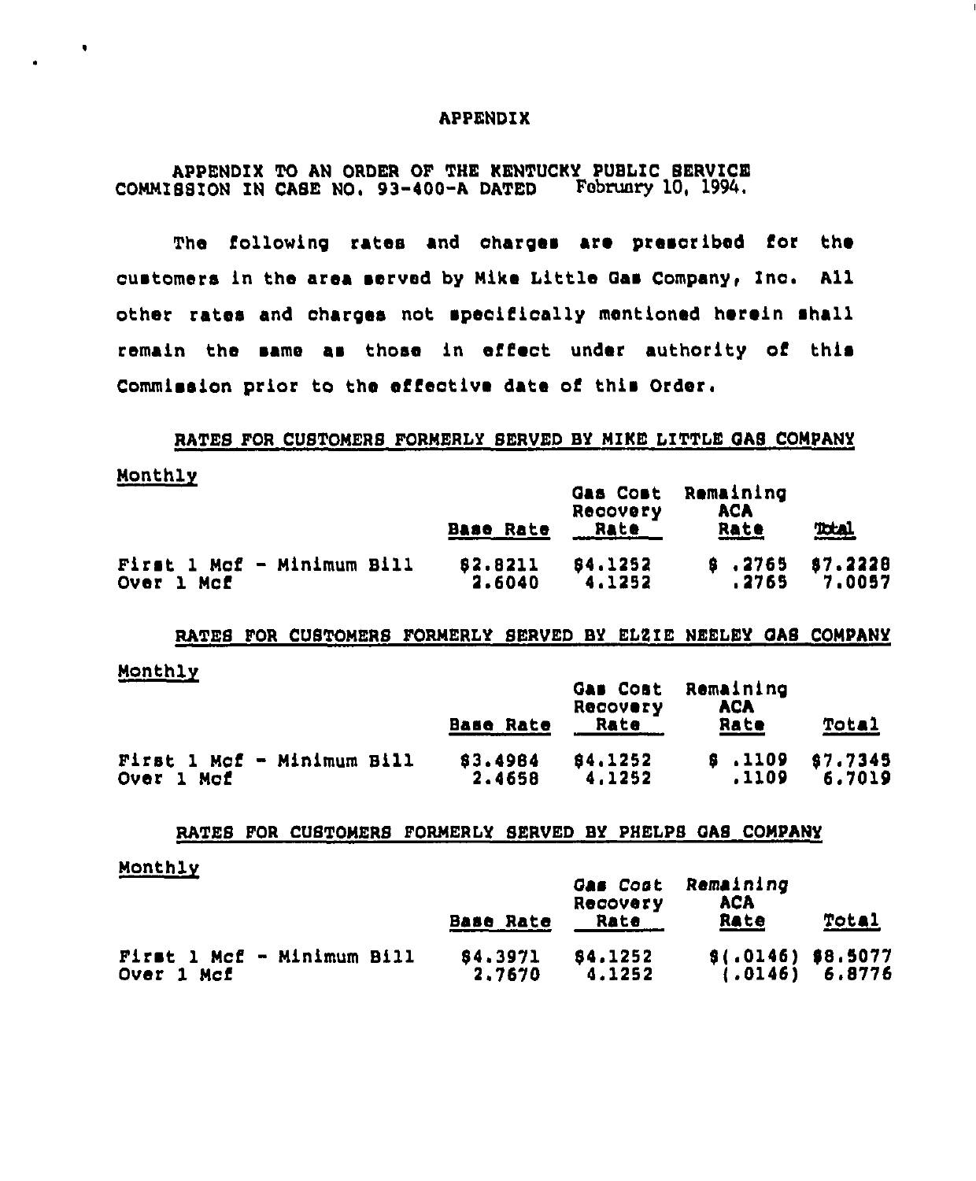# APPENDIX

APPENDIX TO AN ORDER OF THE KENTUCKY PUBLIC SERVICE COMMISSION IN CASE NO. 93-400-A DATED February 10, 1994.

The following rates and charges are prescribed for the customers in the area served by Mike Little Gas Company, Inc. All other rates and charges not specifically mentioned herein shall remain the same as those in effect under authority of this Commission prior to the effective date of this Order.

## RATES FOR CUSTOMERS FORMERLY SERVED BY MIKE LITTLE GAS COMPANY

Monthly

| | Base Rate | Gas Cost Recovery Rate | Remaining ACA Rate | Total |
|---|---|---|---|---|
| First 1 Mcf - Minimum Bill | $2.8211 | $4.1252 | $ .2765 | $7.2228 |
| Over 1 Mcf | 2.6040 | 4.1252 | .2765 | 7.0057 |

## RATES FOR CUSTOMERS FORMERLY SERVED BY ELZIE NEELEY GAS COMPANY

Monthly

| | Base Rate | Gas Cost Recovery Rate | Remaining ACA Rate | Total |
|---|---|---|---|---|
| First 1 Mcf - Minimum Bill | $3.4984 | $4.1252 | $ .1109 | $7.7345 |
| Over 1 Mcf | 2.4658 | 4.1252 | .1109 | 6.7019 |

## RATES FOR CUSTOMERS FORMERLY SERVED BY PHELPS GAS COMPANY

Monthly

| | Base Rate | Gas Cost Recovery Rate | Remaining ACA Rate | Total |
|---|---|---|---|---|
| First 1 Mcf - Minimum Bill | $4.3971 | $4.1252 | $(.0146) | $8.5077 |
| Over 1 Mcf | 2.7670 | 4.1252 | (.0146) | 6.8776 |